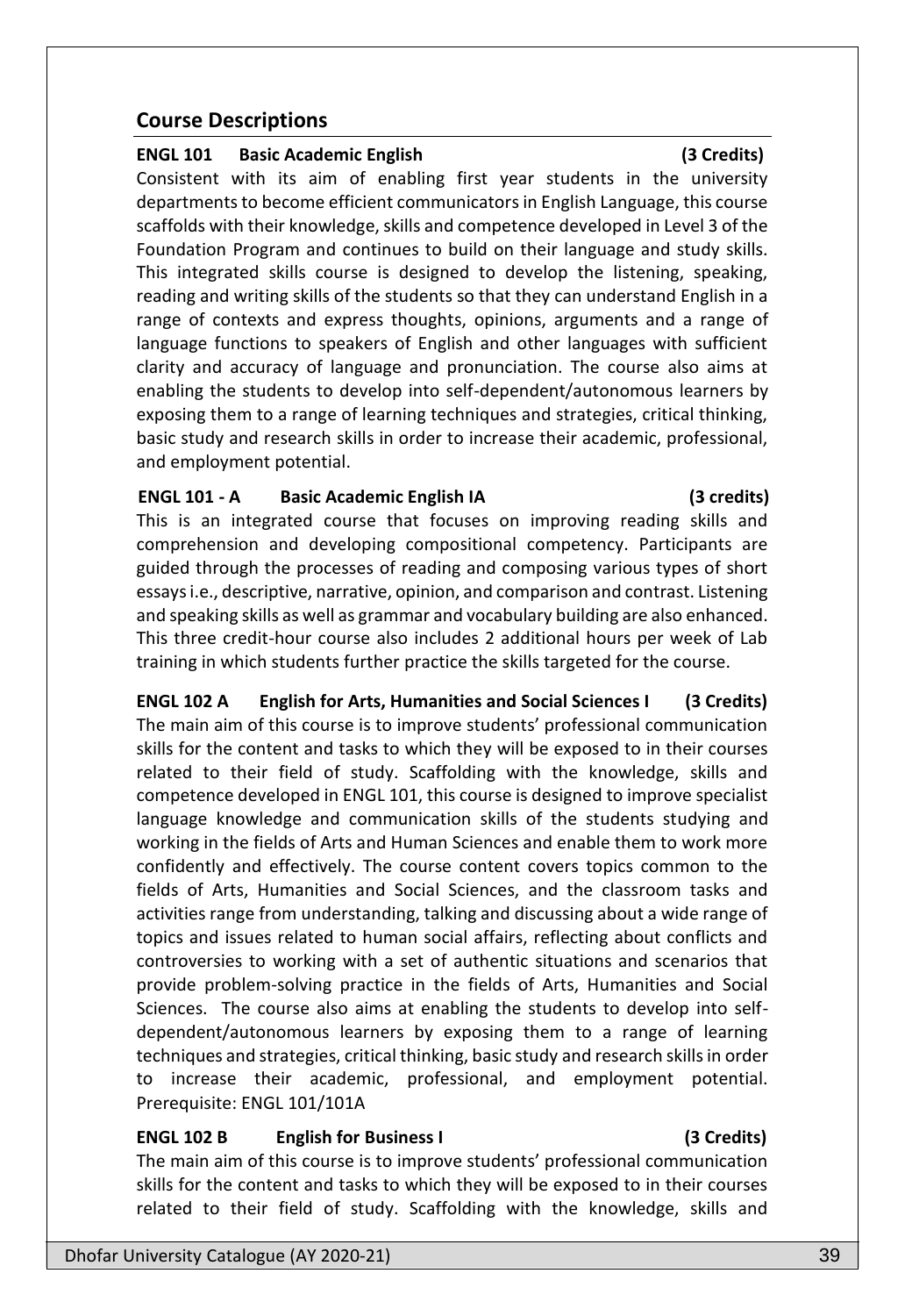## Course Descriptions

**ENGL 101 Basic Academic English (3 Credits)**

Consistent with its aim of enabling first year students in the university departments to become efficient communicators in English Language, this course scaffolds with their knowledge, skills and competence developed in Level 3 of the Foundation Program and continues to build on their language and study skills. This integrated skills course is designed to develop the listening, speaking, reading and writing skills of the students so that they can understand English in a range of contexts and express thoughts, opinions, arguments and a range of language functions to speakers of English and other languages with sufficient clarity and accuracy of language and pronunciation. The course also aims at enabling the students to develop into self-dependent/autonomous learners by exposing them to a range of learning techniques and strategies, critical thinking, basic study and research skills in order to increase their academic, professional, and employment potential.

**ENGL 101 - A Basic Academic English IA (3 credits)**

This is an integrated course that focuses on improving reading skills and comprehension and developing compositional competency. Participants are guided through the processes of reading and composing various types of short essays i.e., descriptive, narrative, opinion, and comparison and contrast. Listening and speaking skills as well as grammar and vocabulary building are also enhanced. This three credit-hour course also includes 2 additional hours per week of Lab training in which students further practice the skills targeted for the course.

**ENGL 102 A English for Arts, Humanities and Social Sciences I (3 Credits)**

The main aim of this course is to improve students' professional communication skills for the content and tasks to which they will be exposed to in their courses related to their field of study. Scaffolding with the knowledge, skills and competence developed in ENGL 101, this course is designed to improve specialist language knowledge and communication skills of the students studying and working in the fields of Arts and Human Sciences and enable them to work more confidently and effectively. The course content covers topics common to the fields of Arts, Humanities and Social Sciences, and the classroom tasks and activities range from understanding, talking and discussing about a wide range of topics and issues related to human social affairs, reflecting about conflicts and controversies to working with a set of authentic situations and scenarios that provide problem-solving practice in the fields of Arts, Humanities and Social Sciences. The course also aims at enabling the students to develop into self-dependent/autonomous learners by exposing them to a range of learning techniques and strategies, critical thinking, basic study and research skills in order to increase their academic, professional, and employment potential. Prerequisite: ENGL 101/101A

**ENGL 102 B English for Business I (3 Credits)**

The main aim of this course is to improve students' professional communication skills for the content and tasks to which they will be exposed to in their courses related to their field of study. Scaffolding with the knowledge, skills and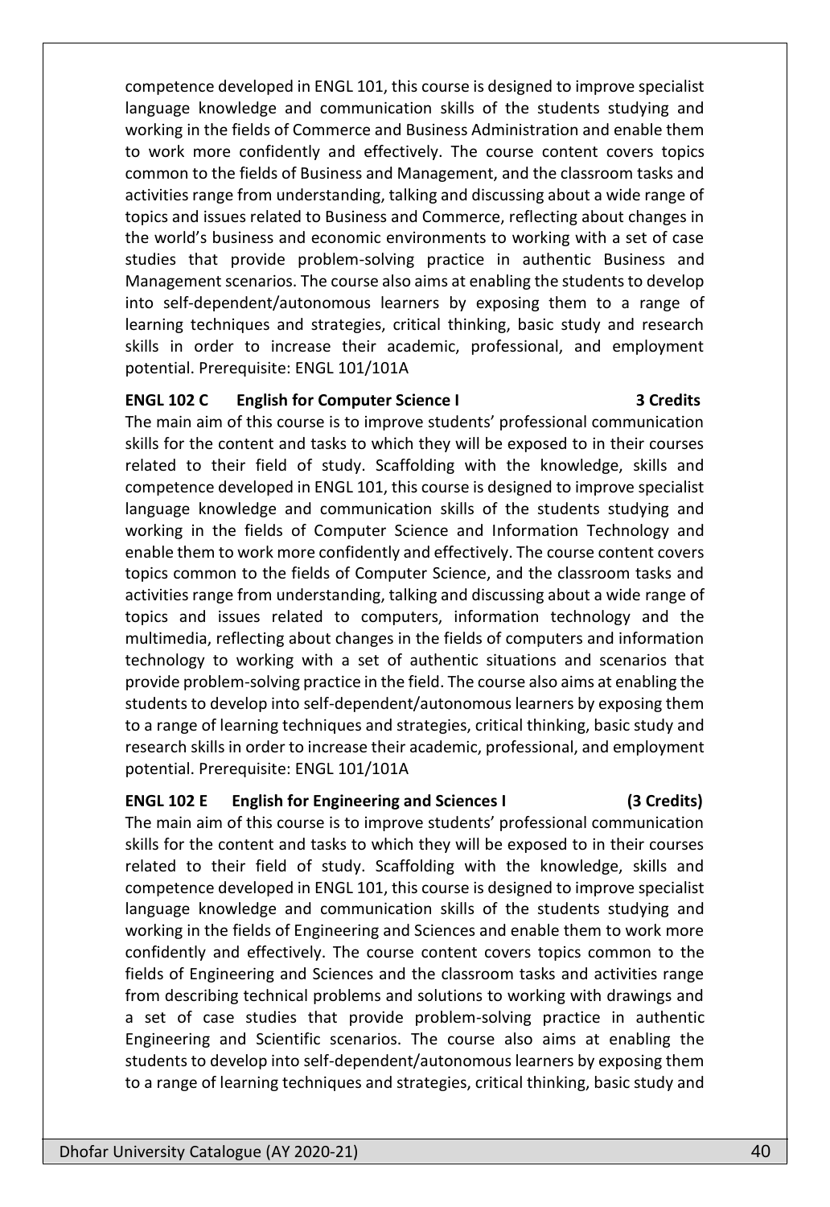competence developed in ENGL 101, this course is designed to improve specialist language knowledge and communication skills of the students studying and working in the fields of Commerce and Business Administration and enable them to work more confidently and effectively. The course content covers topics common to the fields of Business and Management, and the classroom tasks and activities range from understanding, talking and discussing about a wide range of topics and issues related to Business and Commerce, reflecting about changes in the world's business and economic environments to working with a set of case studies that provide problem-solving practice in authentic Business and Management scenarios. The course also aims at enabling the students to develop into self-dependent/autonomous learners by exposing them to a range of learning techniques and strategies, critical thinking, basic study and research skills in order to increase their academic, professional, and employment potential. Prerequisite: ENGL 101/101A

**ENGL 102 C English for Computer Science I 3 Credits**

The main aim of this course is to improve students' professional communication skills for the content and tasks to which they will be exposed to in their courses related to their field of study. Scaffolding with the knowledge, skills and competence developed in ENGL 101, this course is designed to improve specialist language knowledge and communication skills of the students studying and working in the fields of Computer Science and Information Technology and enable them to work more confidently and effectively. The course content covers topics common to the fields of Computer Science, and the classroom tasks and activities range from understanding, talking and discussing about a wide range of topics and issues related to computers, information technology and the multimedia, reflecting about changes in the fields of computers and information technology to working with a set of authentic situations and scenarios that provide problem-solving practice in the field. The course also aims at enabling the students to develop into self-dependent/autonomous learners by exposing them to a range of learning techniques and strategies, critical thinking, basic study and research skills in order to increase their academic, professional, and employment potential. Prerequisite: ENGL 101/101A

**ENGL 102 E English for Engineering and Sciences I (3 Credits)**

The main aim of this course is to improve students' professional communication skills for the content and tasks to which they will be exposed to in their courses related to their field of study. Scaffolding with the knowledge, skills and competence developed in ENGL 101, this course is designed to improve specialist language knowledge and communication skills of the students studying and working in the fields of Engineering and Sciences and enable them to work more confidently and effectively. The course content covers topics common to the fields of Engineering and Sciences and the classroom tasks and activities range from describing technical problems and solutions to working with drawings and a set of case studies that provide problem-solving practice in authentic Engineering and Scientific scenarios. The course also aims at enabling the students to develop into self-dependent/autonomous learners by exposing them to a range of learning techniques and strategies, critical thinking, basic study and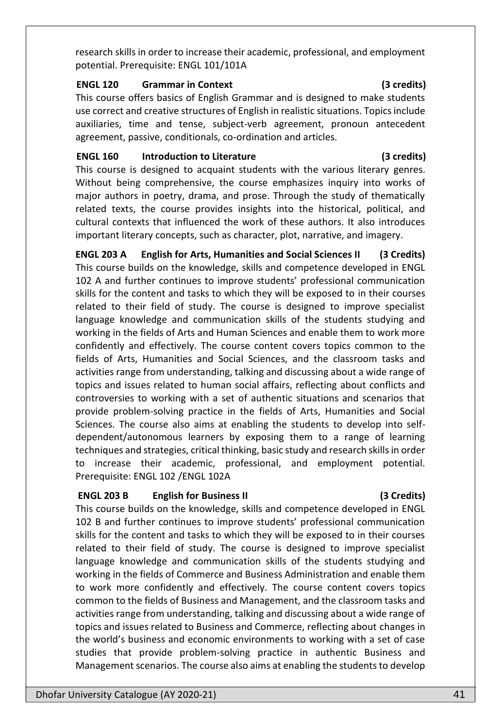research skills in order to increase their academic, professional, and employment potential. Prerequisite: ENGL 101/101A

**ENGL 120 Grammar in Context (3 credits)**

This course offers basics of English Grammar and is designed to make students use correct and creative structures of English in realistic situations. Topics include auxiliaries, time and tense, subject-verb agreement, pronoun antecedent agreement, passive, conditionals, co-ordination and articles.

**ENGL 160 Introduction to Literature (3 credits)**

This course is designed to acquaint students with the various literary genres. Without being comprehensive, the course emphasizes inquiry into works of major authors in poetry, drama, and prose. Through the study of thematically related texts, the course provides insights into the historical, political, and cultural contexts that influenced the work of these authors. It also introduces important literary concepts, such as character, plot, narrative, and imagery.

**ENGL 203 A English for Arts, Humanities and Social Sciences II (3 Credits)**

This course builds on the knowledge, skills and competence developed in ENGL 102 A and further continues to improve students' professional communication skills for the content and tasks to which they will be exposed to in their courses related to their field of study. The course is designed to improve specialist language knowledge and communication skills of the students studying and working in the fields of Arts and Human Sciences and enable them to work more confidently and effectively. The course content covers topics common to the fields of Arts, Humanities and Social Sciences, and the classroom tasks and activities range from understanding, talking and discussing about a wide range of topics and issues related to human social affairs, reflecting about conflicts and controversies to working with a set of authentic situations and scenarios that provide problem-solving practice in the fields of Arts, Humanities and Social Sciences. The course also aims at enabling the students to develop into self-dependent/autonomous learners by exposing them to a range of learning techniques and strategies, critical thinking, basic study and research skills in order to increase their academic, professional, and employment potential. Prerequisite: ENGL 102 /ENGL 102A

**ENGL 203 B English for Business II (3 Credits)**

This course builds on the knowledge, skills and competence developed in ENGL 102 B and further continues to improve students' professional communication skills for the content and tasks to which they will be exposed to in their courses related to their field of study. The course is designed to improve specialist language knowledge and communication skills of the students studying and working in the fields of Commerce and Business Administration and enable them to work more confidently and effectively. The course content covers topics common to the fields of Business and Management, and the classroom tasks and activities range from understanding, talking and discussing about a wide range of topics and issues related to Business and Commerce, reflecting about changes in the world's business and economic environments to working with a set of case studies that provide problem-solving practice in authentic Business and Management scenarios. The course also aims at enabling the students to develop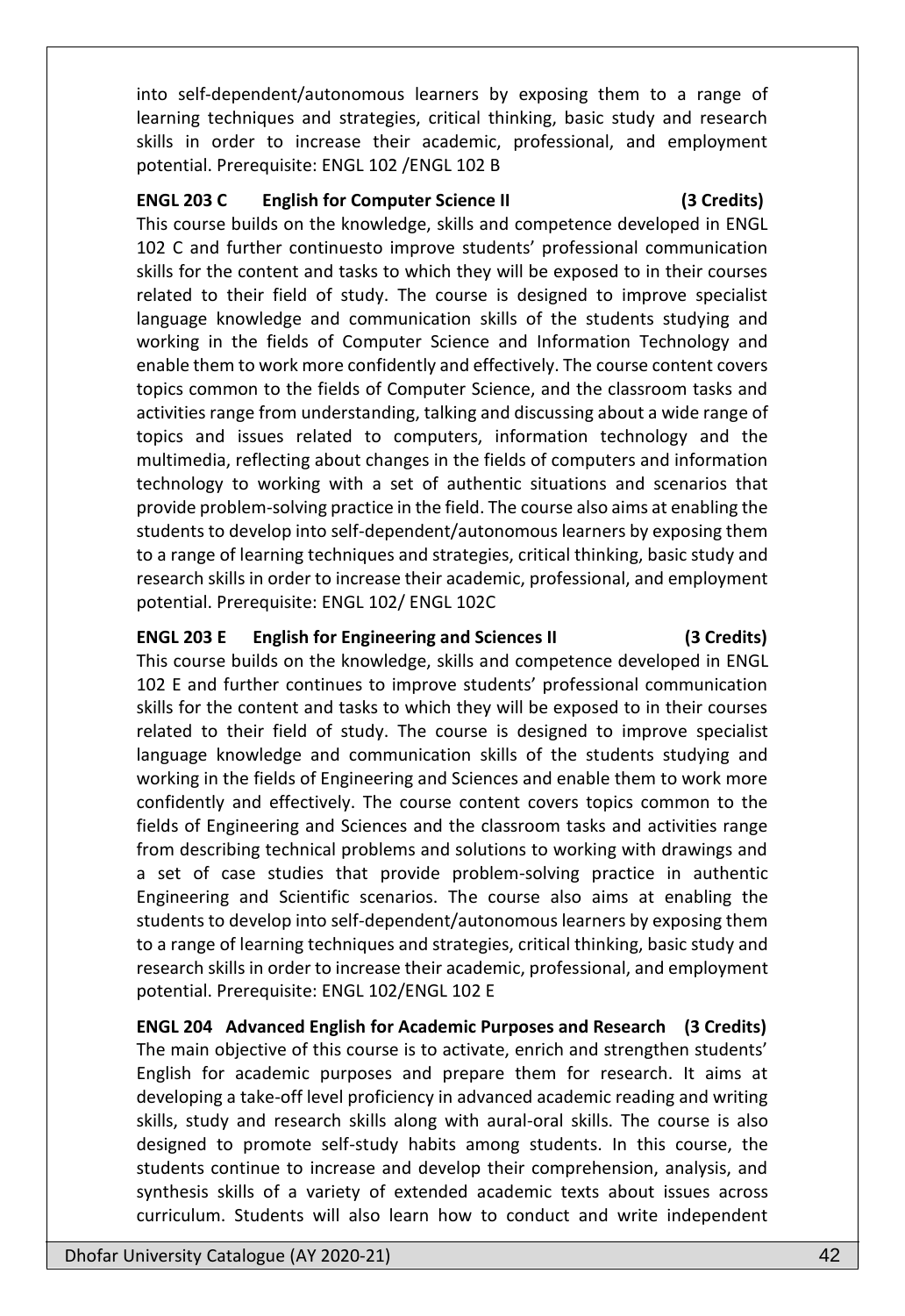into self-dependent/autonomous learners by exposing them to a range of learning techniques and strategies, critical thinking, basic study and research skills in order to increase their academic, professional, and employment potential. Prerequisite: ENGL 102 /ENGL 102 B

**ENGL 203 C English for Computer Science II (3 Credits)**

This course builds on the knowledge, skills and competence developed in ENGL 102 C and further continuesto improve students' professional communication skills for the content and tasks to which they will be exposed to in their courses related to their field of study. The course is designed to improve specialist language knowledge and communication skills of the students studying and working in the fields of Computer Science and Information Technology and enable them to work more confidently and effectively. The course content covers topics common to the fields of Computer Science, and the classroom tasks and activities range from understanding, talking and discussing about a wide range of topics and issues related to computers, information technology and the multimedia, reflecting about changes in the fields of computers and information technology to working with a set of authentic situations and scenarios that provide problem-solving practice in the field. The course also aims at enabling the students to develop into self-dependent/autonomous learners by exposing them to a range of learning techniques and strategies, critical thinking, basic study and research skills in order to increase their academic, professional, and employment potential. Prerequisite: ENGL 102/ ENGL 102C

**ENGL 203 E English for Engineering and Sciences II (3 Credits)**

This course builds on the knowledge, skills and competence developed in ENGL 102 E and further continues to improve students' professional communication skills for the content and tasks to which they will be exposed to in their courses related to their field of study. The course is designed to improve specialist language knowledge and communication skills of the students studying and working in the fields of Engineering and Sciences and enable them to work more confidently and effectively. The course content covers topics common to the fields of Engineering and Sciences and the classroom tasks and activities range from describing technical problems and solutions to working with drawings and a set of case studies that provide problem-solving practice in authentic Engineering and Scientific scenarios. The course also aims at enabling the students to develop into self-dependent/autonomous learners by exposing them to a range of learning techniques and strategies, critical thinking, basic study and research skills in order to increase their academic, professional, and employment potential. Prerequisite: ENGL 102/ENGL 102 E

**ENGL 204 Advanced English for Academic Purposes and Research (3 Credits)**

The main objective of this course is to activate, enrich and strengthen students' English for academic purposes and prepare them for research. It aims at developing a take-off level proficiency in advanced academic reading and writing skills, study and research skills along with aural-oral skills. The course is also designed to promote self-study habits among students. In this course, the students continue to increase and develop their comprehension, analysis, and synthesis skills of a variety of extended academic texts about issues across curriculum. Students will also learn how to conduct and write independent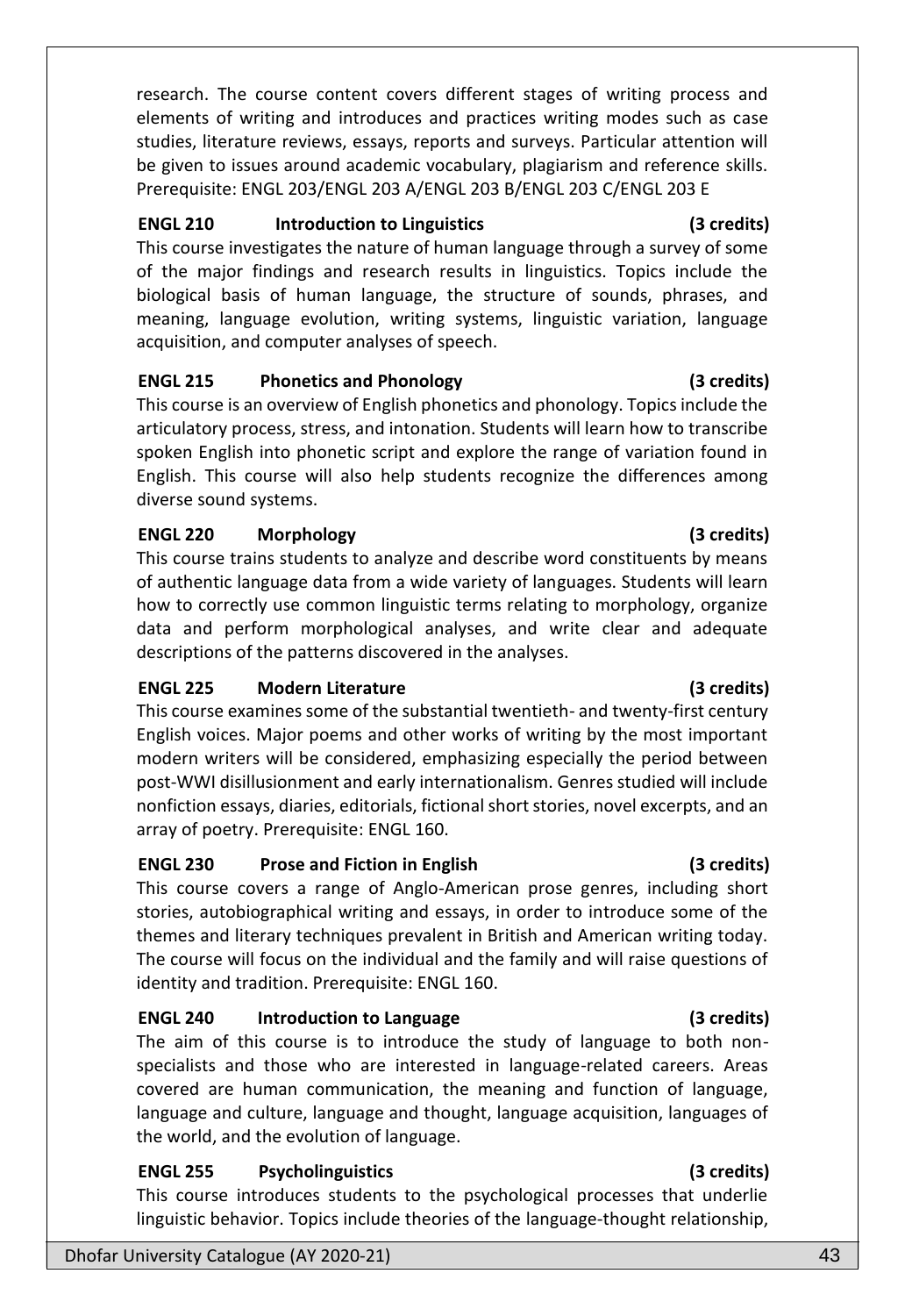research. The course content covers different stages of writing process and elements of writing and introduces and practices writing modes such as case studies, literature reviews, essays, reports and surveys. Particular attention will be given to issues around academic vocabulary, plagiarism and reference skills. Prerequisite: ENGL 203/ENGL 203 A/ENGL 203 B/ENGL 203 C/ENGL 203 E

**ENGL 210 Introduction to Linguistics (3 credits)**
This course investigates the nature of human language through a survey of some of the major findings and research results in linguistics. Topics include the biological basis of human language, the structure of sounds, phrases, and meaning, language evolution, writing systems, linguistic variation, language acquisition, and computer analyses of speech.

**ENGL 215 Phonetics and Phonology (3 credits)**
This course is an overview of English phonetics and phonology. Topics include the articulatory process, stress, and intonation. Students will learn how to transcribe spoken English into phonetic script and explore the range of variation found in English. This course will also help students recognize the differences among diverse sound systems.

**ENGL 220 Morphology (3 credits)**
This course trains students to analyze and describe word constituents by means of authentic language data from a wide variety of languages. Students will learn how to correctly use common linguistic terms relating to morphology, organize data and perform morphological analyses, and write clear and adequate descriptions of the patterns discovered in the analyses.

**ENGL 225 Modern Literature (3 credits)**
This course examines some of the substantial twentieth- and twenty-first century English voices. Major poems and other works of writing by the most important modern writers will be considered, emphasizing especially the period between post-WWI disillusionment and early internationalism. Genres studied will include nonfiction essays, diaries, editorials, fictional short stories, novel excerpts, and an array of poetry. Prerequisite: ENGL 160.

**ENGL 230 Prose and Fiction in English (3 credits)**
This course covers a range of Anglo-American prose genres, including short stories, autobiographical writing and essays, in order to introduce some of the themes and literary techniques prevalent in British and American writing today. The course will focus on the individual and the family and will raise questions of identity and tradition. Prerequisite: ENGL 160.

**ENGL 240 Introduction to Language (3 credits)**
The aim of this course is to introduce the study of language to both non-specialists and those who are interested in language-related careers. Areas covered are human communication, the meaning and function of language, language and culture, language and thought, language acquisition, languages of the world, and the evolution of language.

**ENGL 255 Psycholinguistics (3 credits)**
This course introduces students to the psychological processes that underlie linguistic behavior. Topics include theories of the language-thought relationship,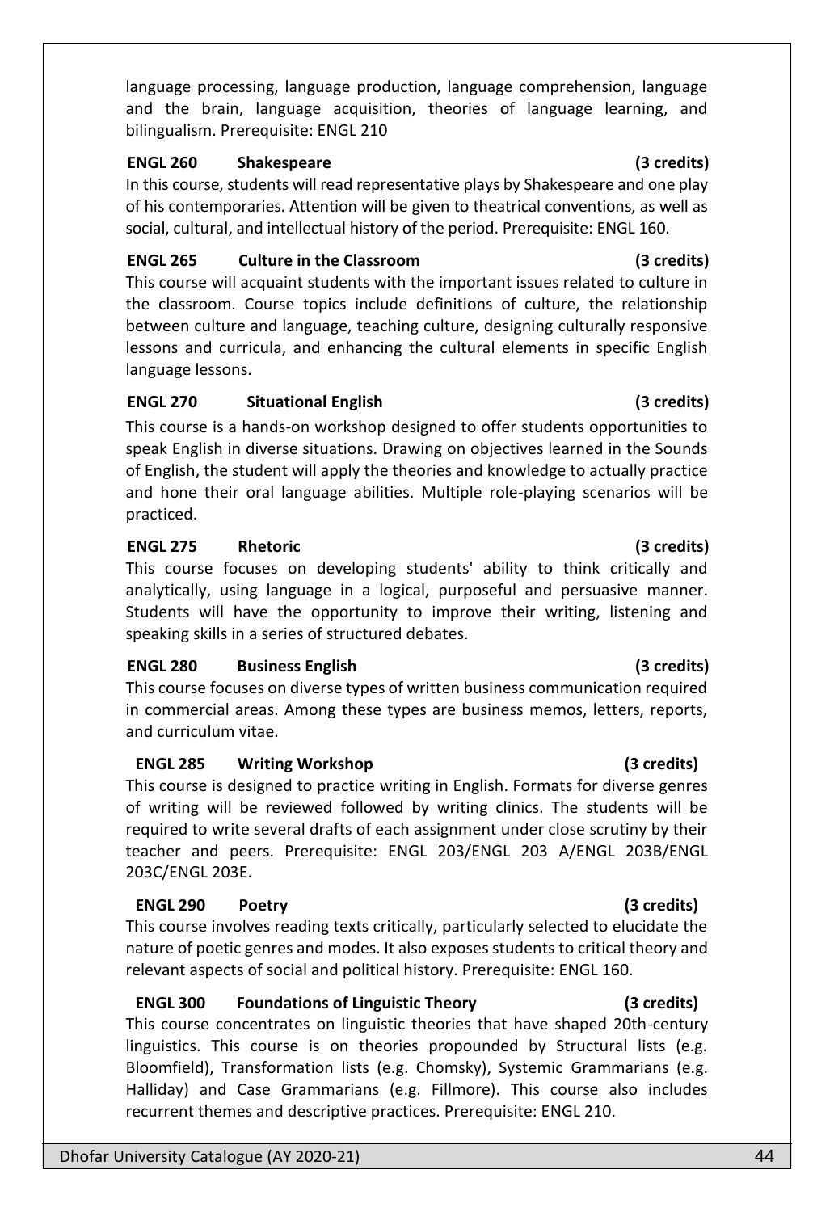language processing, language production, language comprehension, language and the brain, language acquisition, theories of language learning, and bilingualism. Prerequisite: ENGL 210

**ENGL 260 Shakespeare (3 credits)**

In this course, students will read representative plays by Shakespeare and one play of his contemporaries. Attention will be given to theatrical conventions, as well as social, cultural, and intellectual history of the period. Prerequisite: ENGL 160.

**ENGL 265 Culture in the Classroom (3 credits)**

This course will acquaint students with the important issues related to culture in the classroom. Course topics include definitions of culture, the relationship between culture and language, teaching culture, designing culturally responsive lessons and curricula, and enhancing the cultural elements in specific English language lessons.

**ENGL 270 Situational English (3 credits)**

This course is a hands-on workshop designed to offer students opportunities to speak English in diverse situations. Drawing on objectives learned in the Sounds of English, the student will apply the theories and knowledge to actually practice and hone their oral language abilities. Multiple role-playing scenarios will be practiced.

**ENGL 275 Rhetoric (3 credits)**

This course focuses on developing students' ability to think critically and analytically, using language in a logical, purposeful and persuasive manner. Students will have the opportunity to improve their writing, listening and speaking skills in a series of structured debates.

**ENGL 280 Business English (3 credits)**

This course focuses on diverse types of written business communication required in commercial areas. Among these types are business memos, letters, reports, and curriculum vitae.

**ENGL 285 Writing Workshop (3 credits)**

This course is designed to practice writing in English. Formats for diverse genres of writing will be reviewed followed by writing clinics. The students will be required to write several drafts of each assignment under close scrutiny by their teacher and peers. Prerequisite: ENGL 203/ENGL 203 A/ENGL 203B/ENGL 203C/ENGL 203E.

**ENGL 290 Poetry (3 credits)**

This course involves reading texts critically, particularly selected to elucidate the nature of poetic genres and modes. It also exposes students to critical theory and relevant aspects of social and political history. Prerequisite: ENGL 160.

**ENGL 300 Foundations of Linguistic Theory (3 credits)**

This course concentrates on linguistic theories that have shaped 20th-century linguistics. This course is on theories propounded by Structural lists (e.g. Bloomfield), Transformation lists (e.g. Chomsky), Systemic Grammarians (e.g. Halliday) and Case Grammarians (e.g. Fillmore). This course also includes recurrent themes and descriptive practices. Prerequisite: ENGL 210.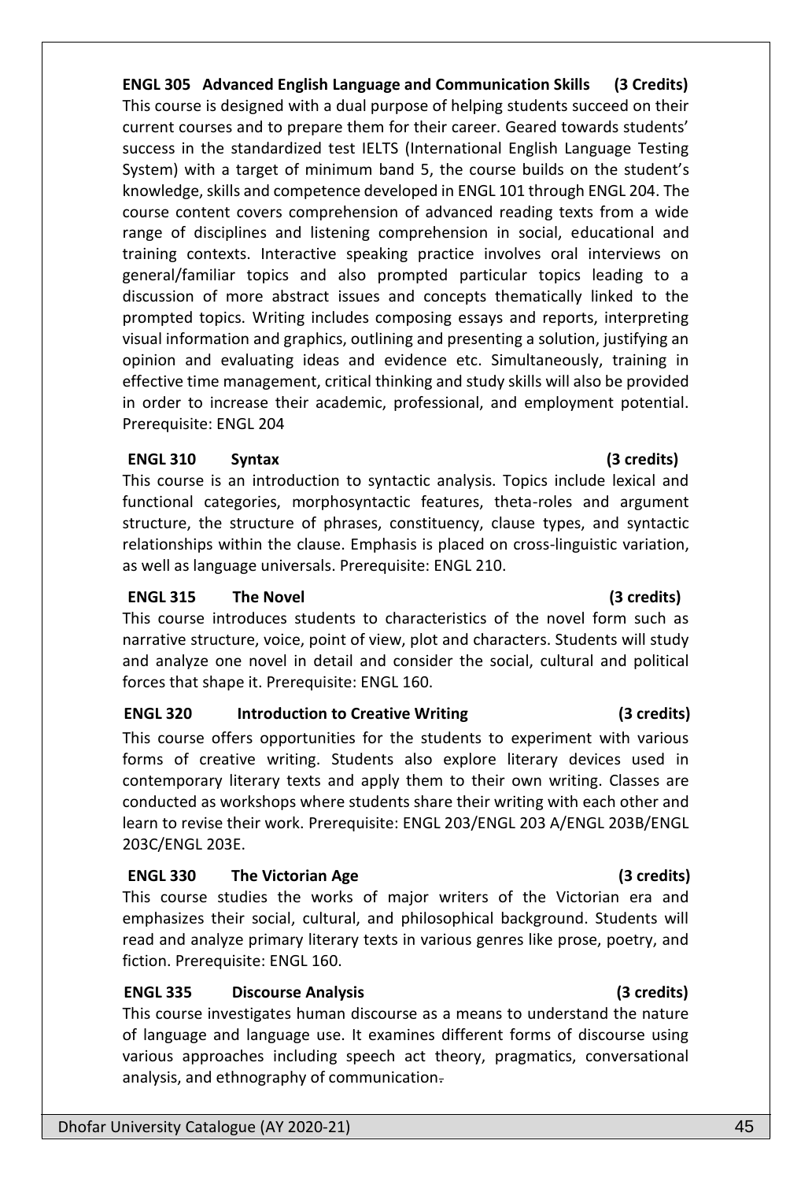**ENGL 305 Advanced English Language and Communication Skills (3 Credits)**

This course is designed with a dual purpose of helping students succeed on their current courses and to prepare them for their career. Geared towards students' success in the standardized test IELTS (International English Language Testing System) with a target of minimum band 5, the course builds on the student's knowledge, skills and competence developed in ENGL 101 through ENGL 204. The course content covers comprehension of advanced reading texts from a wide range of disciplines and listening comprehension in social, educational and training contexts. Interactive speaking practice involves oral interviews on general/familiar topics and also prompted particular topics leading to a discussion of more abstract issues and concepts thematically linked to the prompted topics. Writing includes composing essays and reports, interpreting visual information and graphics, outlining and presenting a solution, justifying an opinion and evaluating ideas and evidence etc. Simultaneously, training in effective time management, critical thinking and study skills will also be provided in order to increase their academic, professional, and employment potential. Prerequisite: ENGL 204

**ENGL 310 Syntax (3 credits)**

This course is an introduction to syntactic analysis. Topics include lexical and functional categories, morphosyntactic features, theta-roles and argument structure, the structure of phrases, constituency, clause types, and syntactic relationships within the clause. Emphasis is placed on cross-linguistic variation, as well as language universals. Prerequisite: ENGL 210.

**ENGL 315 The Novel (3 credits)**

This course introduces students to characteristics of the novel form such as narrative structure, voice, point of view, plot and characters. Students will study and analyze one novel in detail and consider the social, cultural and political forces that shape it. Prerequisite: ENGL 160.

**ENGL 320 Introduction to Creative Writing (3 credits)**

This course offers opportunities for the students to experiment with various forms of creative writing. Students also explore literary devices used in contemporary literary texts and apply them to their own writing. Classes are conducted as workshops where students share their writing with each other and learn to revise their work. Prerequisite: ENGL 203/ENGL 203 A/ENGL 203B/ENGL 203C/ENGL 203E.

**ENGL 330 The Victorian Age (3 credits)**

This course studies the works of major writers of the Victorian era and emphasizes their social, cultural, and philosophical background. Students will read and analyze primary literary texts in various genres like prose, poetry, and fiction. Prerequisite: ENGL 160.

**ENGL 335 Discourse Analysis (3 credits)**

This course investigates human discourse as a means to understand the nature of language and language use. It examines different forms of discourse using various approaches including speech act theory, pragmatics, conversational analysis, and ethnography of communication.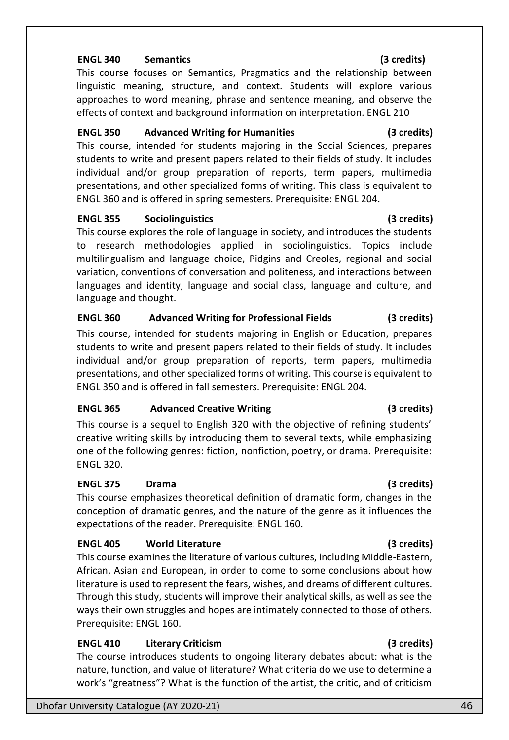**ENGL 340 Semantics (3 credits)**

This course focuses on Semantics, Pragmatics and the relationship between linguistic meaning, structure, and context. Students will explore various approaches to word meaning, phrase and sentence meaning, and observe the effects of context and background information on interpretation. ENGL 210

**ENGL 350 Advanced Writing for Humanities (3 credits)**

This course, intended for students majoring in the Social Sciences, prepares students to write and present papers related to their fields of study. It includes individual and/or group preparation of reports, term papers, multimedia presentations, and other specialized forms of writing. This class is equivalent to ENGL 360 and is offered in spring semesters. Prerequisite: ENGL 204.

**ENGL 355 Sociolinguistics (3 credits)**

This course explores the role of language in society, and introduces the students to research methodologies applied in sociolinguistics. Topics include multilingualism and language choice, Pidgins and Creoles, regional and social variation, conventions of conversation and politeness, and interactions between languages and identity, language and social class, language and culture, and language and thought.

**ENGL 360 Advanced Writing for Professional Fields (3 credits)**

This course, intended for students majoring in English or Education, prepares students to write and present papers related to their fields of study. It includes individual and/or group preparation of reports, term papers, multimedia presentations, and other specialized forms of writing. This course is equivalent to ENGL 350 and is offered in fall semesters. Prerequisite: ENGL 204.

**ENGL 365 Advanced Creative Writing (3 credits)**

This course is a sequel to English 320 with the objective of refining students' creative writing skills by introducing them to several texts, while emphasizing one of the following genres: fiction, nonfiction, poetry, or drama. Prerequisite: ENGL 320.

**ENGL 375 Drama (3 credits)**

This course emphasizes theoretical definition of dramatic form, changes in the conception of dramatic genres, and the nature of the genre as it influences the expectations of the reader. Prerequisite: ENGL 160.

**ENGL 405 World Literature (3 credits)**

This course examines the literature of various cultures, including Middle-Eastern, African, Asian and European, in order to come to some conclusions about how literature is used to represent the fears, wishes, and dreams of different cultures. Through this study, students will improve their analytical skills, as well as see the ways their own struggles and hopes are intimately connected to those of others. Prerequisite: ENGL 160.

**ENGL 410 Literary Criticism (3 credits)**

The course introduces students to ongoing literary debates about: what is the nature, function, and value of literature? What criteria do we use to determine a work's "greatness"? What is the function of the artist, the critic, and of criticism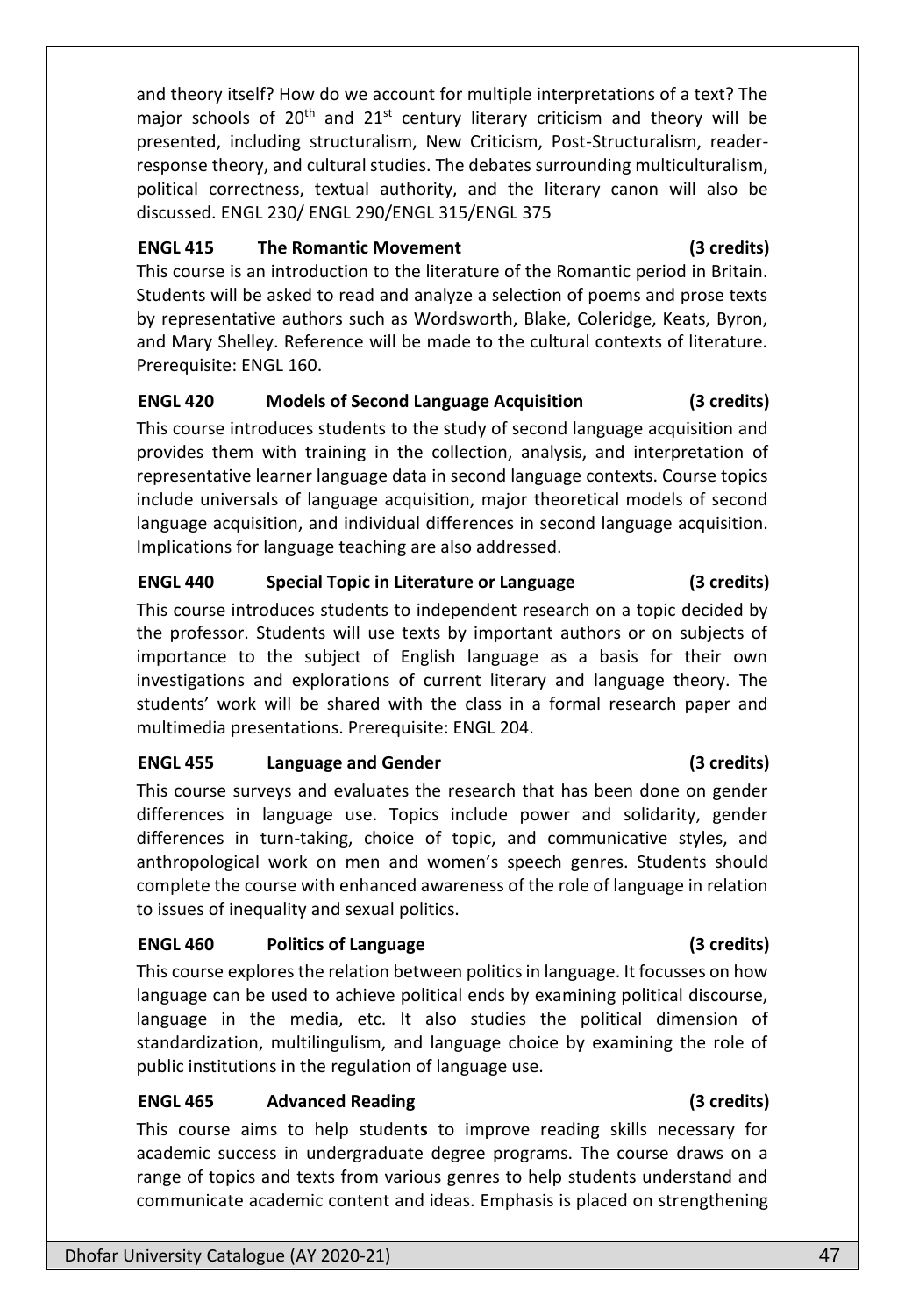and theory itself? How do we account for multiple interpretations of a text? The major schools of 20th and 21st century literary criticism and theory will be presented, including structuralism, New Criticism, Post-Structuralism, reader-response theory, and cultural studies. The debates surrounding multiculturalism, political correctness, textual authority, and the literary canon will also be discussed. ENGL 230/ ENGL 290/ENGL 315/ENGL 375

**ENGL 415 The Romantic Movement (3 credits)**

This course is an introduction to the literature of the Romantic period in Britain. Students will be asked to read and analyze a selection of poems and prose texts by representative authors such as Wordsworth, Blake, Coleridge, Keats, Byron, and Mary Shelley. Reference will be made to the cultural contexts of literature. Prerequisite: ENGL 160.

**ENGL 420 Models of Second Language Acquisition (3 credits)**

This course introduces students to the study of second language acquisition and provides them with training in the collection, analysis, and interpretation of representative learner language data in second language contexts. Course topics include universals of language acquisition, major theoretical models of second language acquisition, and individual differences in second language acquisition. Implications for language teaching are also addressed.

**ENGL 440 Special Topic in Literature or Language (3 credits)**

This course introduces students to independent research on a topic decided by the professor. Students will use texts by important authors or on subjects of importance to the subject of English language as a basis for their own investigations and explorations of current literary and language theory. The students' work will be shared with the class in a formal research paper and multimedia presentations. Prerequisite: ENGL 204.

**ENGL 455 Language and Gender (3 credits)**

This course surveys and evaluates the research that has been done on gender differences in language use. Topics include power and solidarity, gender differences in turn-taking, choice of topic, and communicative styles, and anthropological work on men and women's speech genres. Students should complete the course with enhanced awareness of the role of language in relation to issues of inequality and sexual politics.

**ENGL 460 Politics of Language (3 credits)**

This course explores the relation between politics in language. It focusses on how language can be used to achieve political ends by examining political discourse, language in the media, etc. It also studies the political dimension of standardization, multilingulism, and language choice by examining the role of public institutions in the regulation of language use.

**ENGL 465 Advanced Reading (3 credits)**

This course aims to help students to improve reading skills necessary for academic success in undergraduate degree programs. The course draws on a range of topics and texts from various genres to help students understand and communicate academic content and ideas. Emphasis is placed on strengthening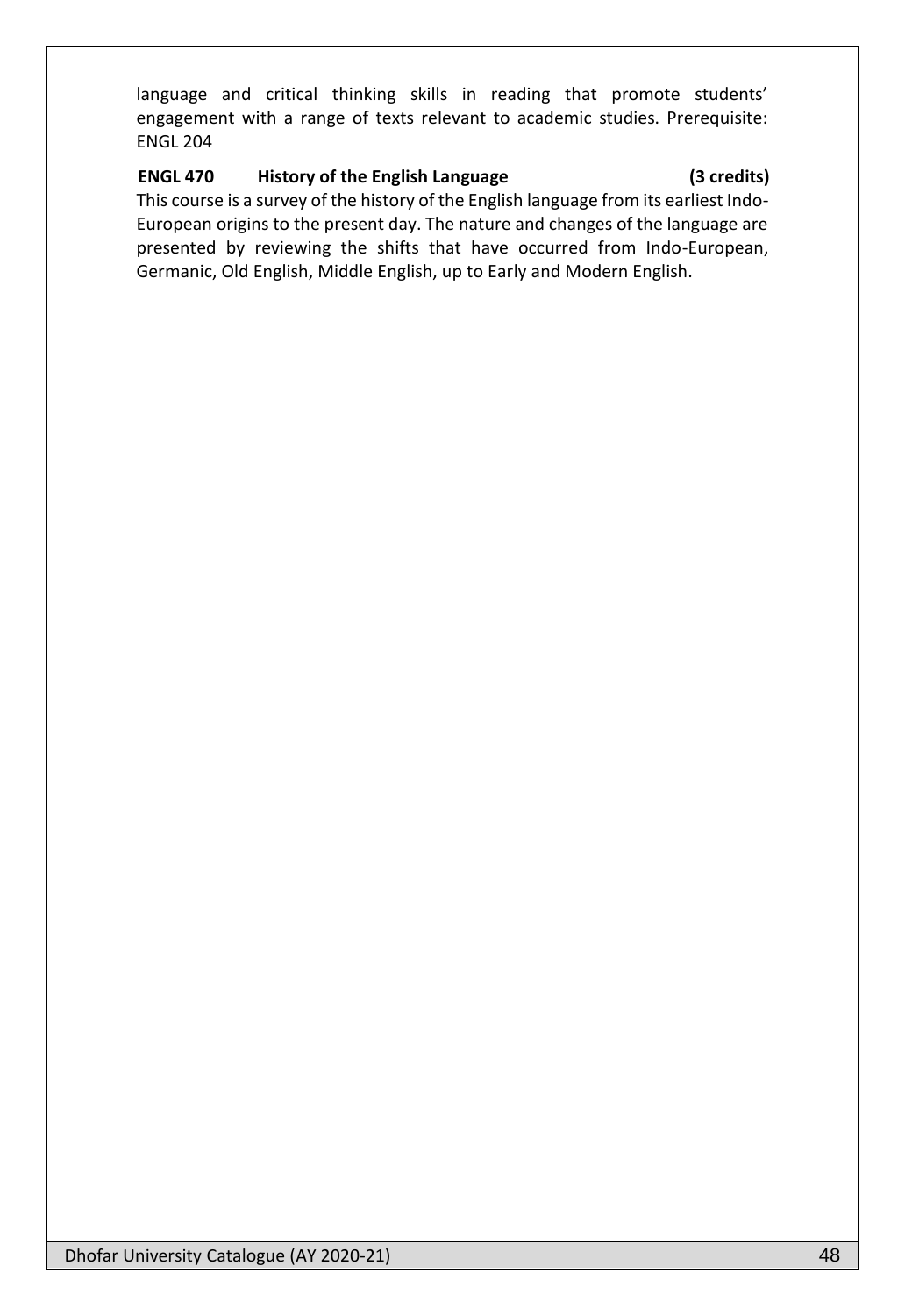language and critical thinking skills in reading that promote students' engagement with a range of texts relevant to academic studies. Prerequisite: ENGL 204

**ENGL 470 History of the English Language (3 credits)**

This course is a survey of the history of the English language from its earliest Indo-European origins to the present day. The nature and changes of the language are presented by reviewing the shifts that have occurred from Indo-European, Germanic, Old English, Middle English, up to Early and Modern English.